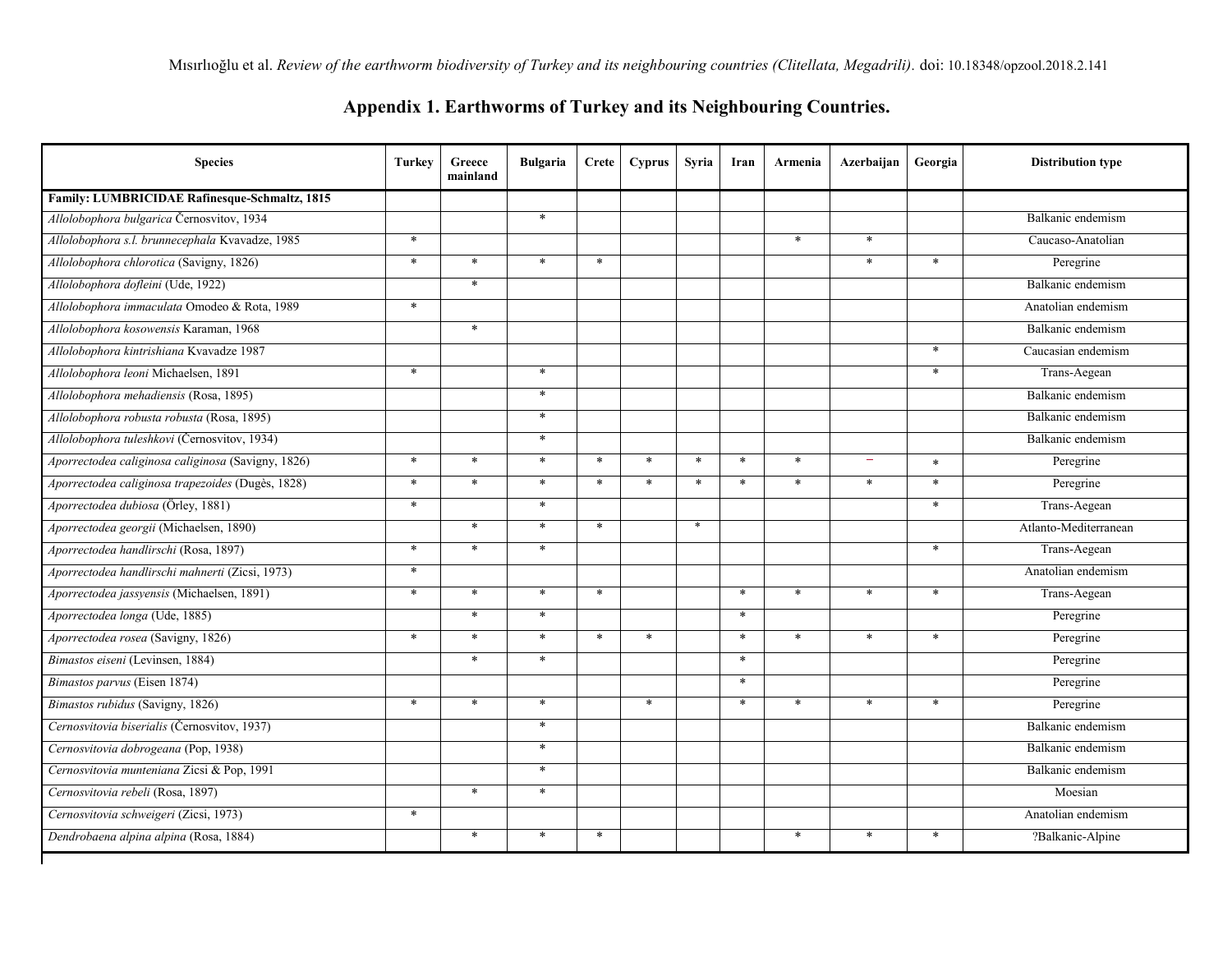## Appendix 1. Earthworms of Turkey and its Neighbouring Countries.

| Species | Turkey | Greece mainland | Bulgaria | Crete | Cyprus | Syria | Iran | Armenia | Azerbaijan | Georgia | Distribution type |
|---|---|---|---|---|---|---|---|---|---|---|---|
| **Family: LUMBRICIDAE Rafinesque-Schmaltz, 1815** | | | | | | | | | | | |
| *Allolobophora bulgarica* Černosvitov, 1934 | | | * | | | | | | | | Balkanic endemism |
| *Allolobophora s.l. brunnecephala* Kvavadze, 1985 | * | | | | | | | * | * | | Caucaso-Anatolian |
| *Allolobophora chlorotica* (Savigny, 1826) | * | * | * | * | | | | | * | * | Peregrine |
| *Allolobophora dofleini* (Ude, 1922) | | * | | | | | | | | | Balkanic endemism |
| *Allolobophora immaculata* Omodeo & Rota, 1989 | * | | | | | | | | | | Anatolian endemism |
| *Allolobophora kosowensis* Karaman, 1968 | | * | | | | | | | | | Balkanic endemism |
| *Allolobophora kintrishiana* Kvavadze 1987 | | | | | | | | | | * | Caucasian endemism |
| *Allolobophora leoni* Michaelsen, 1891 | * | | * | | | | | | | * | Trans-Aegean |
| *Allolobophora mehadiensis* (Rosa, 1895) | | | * | | | | | | | | Balkanic endemism |
| *Allolobophora robusta robusta* (Rosa, 1895) | | | * | | | | | | | | Balkanic endemism |
| *Allolobophora tuleshkovi* (Černosvitov, 1934) | | | * | | | | | | | | Balkanic endemism |
| *Aporrectodea caliginosa caliginosa* (Savigny, 1826) | * | * | * | * | * | * | * | * | – | * | Peregrine |
| *Aporrectodea caliginosa trapezoides* (Dugès, 1828) | * | * | * | * | * | * | * | * | * | * | Peregrine |
| *Aporrectodea dubiosa* (Örley, 1881) | * | | * | | | | | | | * | Trans-Aegean |
| *Aporrectodea georgii* (Michaelsen, 1890) | | * | * | * | | * | | | | | Atlanto-Mediterranean |
| *Aporrectodea handlirschi* (Rosa, 1897) | * | * | * | | | | | | | * | Trans-Aegean |
| *Aporrectodea handlirschi mahnerti* (Zicsi, 1973) | * | | | | | | | | | | Anatolian endemism |
| *Aporrectodea jassyensis* (Michaelsen, 1891) | * | * | * | * | | | * | * | * | * | Trans-Aegean |
| *Aporrectodea longa* (Ude, 1885) | | * | * | | | | * | | | | Peregrine |
| *Aporrectodea rosea* (Savigny, 1826) | * | * | * | * | * | | * | * | * | * | Peregrine |
| *Bimastos eiseni* (Levinsen, 1884) | | * | * | | | | * | | | | Peregrine |
| *Bimastos parvus* (Eisen 1874) | | | | | | | * | | | | Peregrine |
| *Bimastos rubidus* (Savigny, 1826) | * | * | * | | * | | * | * | * | * | Peregrine |
| *Cernosvitovia biserialis* (Černosvitov, 1937) | | | * | | | | | | | | Balkanic endemism |
| *Cernosvitovia dobrogeana* (Pop, 1938) | | | * | | | | | | | | Balkanic endemism |
| *Cernosvitovia munteniana* Zicsi & Pop, 1991 | | | * | | | | | | | | Balkanic endemism |
| *Cernosvitovia rebeli* (Rosa, 1897) | | * | * | | | | | | | | Moesian |
| *Cernosvitovia schweigeri* (Zicsi, 1973) | * | | | | | | | | | | Anatolian endemism |
| *Dendrobaena alpina alpina* (Rosa, 1884) | | * | * | * | | | | * | * | * | ?Balkanic-Alpine |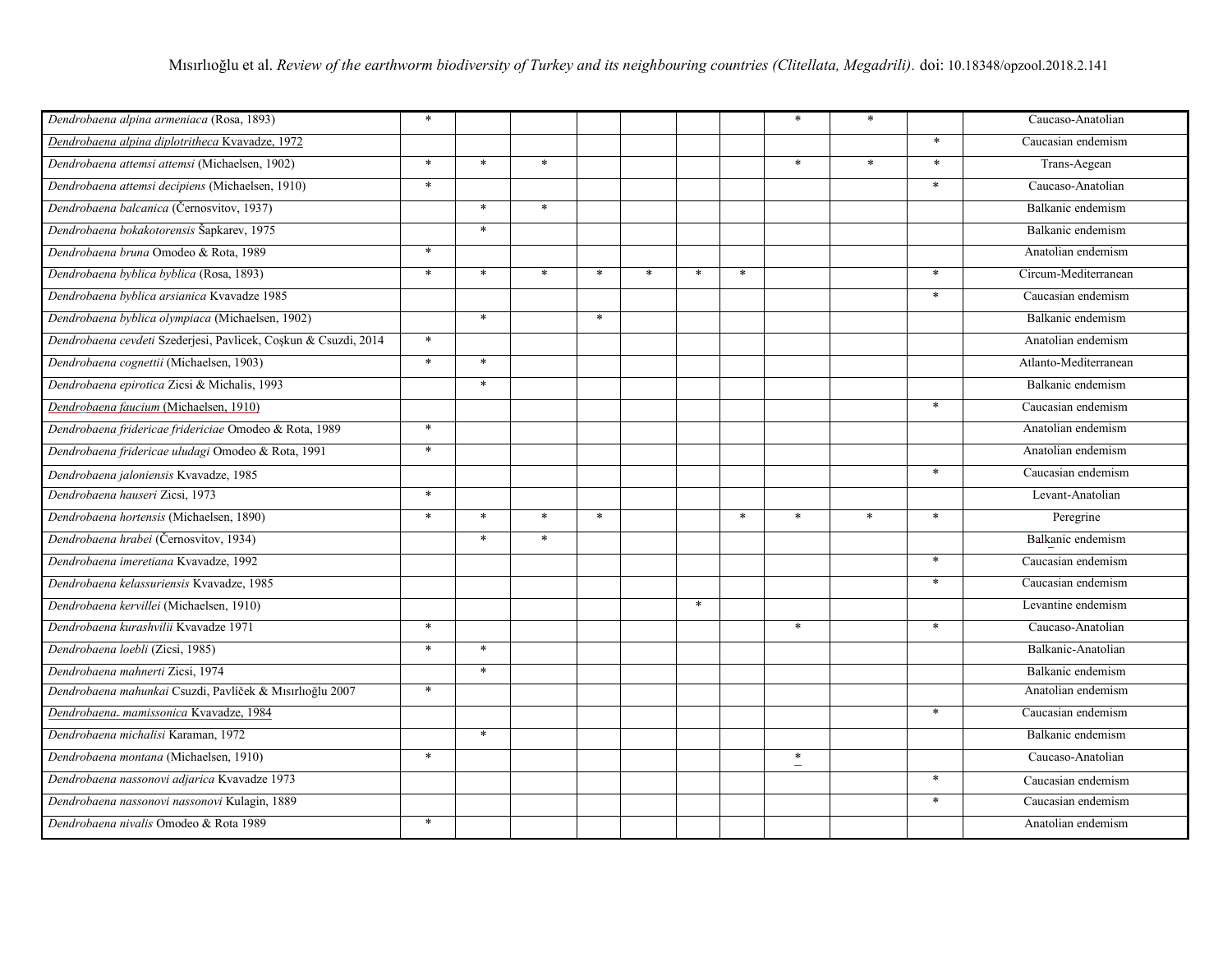| | | | | | | | | | | | |
|---|---|---|---|---|---|---|---|---|---|---|---|
| *Dendrobaena alpina armeniaca* (Rosa, 1893) | * | | | | | | | * | * | | Caucaso-Anatolian |
| *Dendrobaena alpina diplotritheca* Kvavadze, 1972 | | | | | | | | | | * | Caucasian endemism |
| *Dendrobaena attemsi attemsi* (Michaelsen, 1902) | * | * | * | | | | | * | * | * | Trans-Aegean |
| *Dendrobaena attemsi decipiens* (Michaelsen, 1910) | * | | | | | | | | | * | Caucaso-Anatolian |
| *Dendrobaena balcanica* (Černosvitov, 1937) | | * | * | | | | | | | | Balkanic endemism |
| *Dendrobaena bokakotorensis* Šapkarev, 1975 | | * | | | | | | | | | Balkanic endemism |
| *Dendrobaena bruna* Omodeo & Rota, 1989 | * | | | | | | | | | | Anatolian endemism |
| *Dendrobaena byblica byblica* (Rosa, 1893) | * | * | * | * | * | * | * | | | * | Circum-Mediterranean |
| *Dendrobaena byblica arsianica* Kvavadze 1985 | | | | | | | | | | * | Caucasian endemism |
| *Dendrobaena byblica olympiaca* (Michaelsen, 1902) | | * | | * | | | | | | | Balkanic endemism |
| *Dendrobaena cevdeti* Szederjesi, Pavlicek, Coşkun & Csuzdi, 2014 | * | | | | | | | | | | Anatolian endemism |
| *Dendrobaena cognettii* (Michaelsen, 1903) | * | * | | | | | | | | | Atlanto-Mediterranean |
| *Dendrobaena epirotica* Zicsi & Michalis, 1993 | | * | | | | | | | | | Balkanic endemism |
| *Dendrobaena faucium* (Michaelsen, 1910) | | | | | | | | | | * | Caucasian endemism |
| *Dendrobaena fridericae fridericiae* Omodeo & Rota, 1989 | * | | | | | | | | | | Anatolian endemism |
| *Dendrobaena fridericae uludagi* Omodeo & Rota, 1991 | * | | | | | | | | | | Anatolian endemism |
| *Dendrobaena jaloniensis* Kvavadze, 1985 | | | | | | | | | | * | Caucasian endemism |
| *Dendrobaena hauseri* Zicsi, 1973 | * | | | | | | | | | | Levant-Anatolian |
| *Dendrobaena hortensis* (Michaelsen, 1890) | * | * | * | * | | | * | * | * | * | Peregrine |
| *Dendrobaena hrabei* (Černosvitov, 1934) | | * | * | | | | | | | | Balkanic endemism |
| *Dendrobaena imeretiana* Kvavadze, 1992 | | | | | | | | | | * | Caucasian endemism |
| *Dendrobaena kelassuriensis* Kvavadze, 1985 | | | | | | | | | | * | Caucasian endemism |
| *Dendrobaena kervillei* (Michaelsen, 1910) | | | | | | * | | | | | Levantine endemism |
| *Dendrobaena kurashvilii* Kvavadze 1971 | * | | | | | | | * | | * | Caucaso-Anatolian |
| *Dendrobaena loebli* (Zicsi, 1985) | * | * | | | | | | | | | Balkanic-Anatolian |
| *Dendrobaena mahnerti* Zicsi, 1974 | | * | | | | | | | | | Balkanic endemism |
| *Dendrobaena mahunkai* Csuzdi, Pavlíček & Mısırlıoğlu 2007 | * | | | | | | | | | | Anatolian endemism |
| *Dendrobaena mamissonica* Kvavadze, 1984 | | | | | | | | | | * | Caucasian endemism |
| *Dendrobaena michalisi* Karaman, 1972 | | * | | | | | | | | | Balkanic endemism |
| *Dendrobaena montana* (Michaelsen, 1910) | * | | | | | | | * | | | Caucaso-Anatolian |
| *Dendrobaena nassonovi adjarica* Kvavadze 1973 | | | | | | | | | | * | Caucasian endemism |
| *Dendrobaena nassonovi nassonovi* Kulagin, 1889 | | | | | | | | | | * | Caucasian endemism |
| *Dendrobaena nivalis* Omodeo & Rota 1989 | * | | | | | | | | | | Anatolian endemism |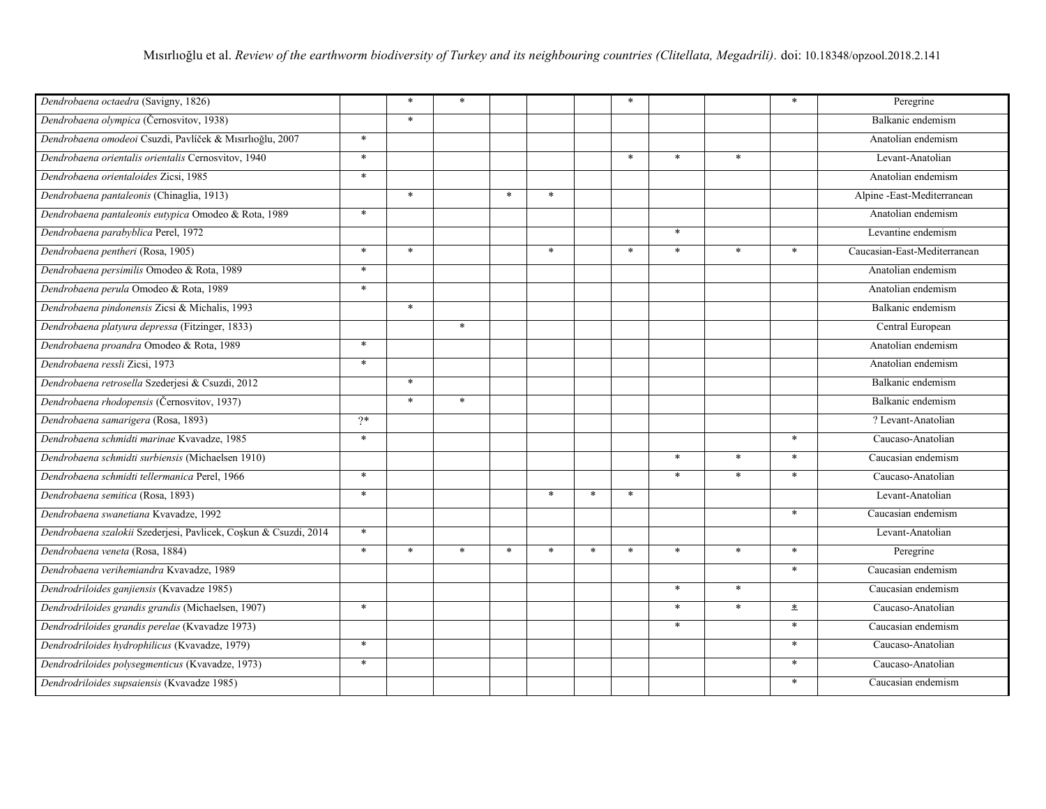| | | | | | | | | | | | |
|---|---|---|---|---|---|---|---|---|---|---|---|
| *Dendrobaena octaedra* (Savigny, 1826) | | * | * | | | | * | | | * | Peregrine |
| *Dendrobaena olympica* (Černosvitov, 1938) | | * | | | | | | | | | Balkanic endemism |
| *Dendrobaena omodeoi* Csuzdi, Pavlíček & Mısırlıoğlu, 2007 | * | | | | | | | | | | Anatolian endemism |
| *Dendrobaena orientalis orientalis* Cernosvitov, 1940 | * | | | | | | * | * | * | | Levant-Anatolian |
| *Dendrobaena orientaloides* Zicsi, 1985 | * | | | | | | | | | | Anatolian endemism |
| *Dendrobaena pantaleonis* (Chinaglia, 1913) | | * | | * | * | | | | | | Alpine -East-Mediterranean |
| *Dendrobaena pantaleonis eutypica* Omodeo & Rota, 1989 | * | | | | | | | | | | Anatolian endemism |
| *Dendrobaena parabyblica* Perel, 1972 | | | | | | | | * | | | Levantine endemism |
| *Dendrobaena pentheri* (Rosa, 1905) | * | * | | | * | | * | * | * | * | Caucasian-East-Mediterranean |
| *Dendrobaena persimilis* Omodeo & Rota, 1989 | * | | | | | | | | | | Anatolian endemism |
| *Dendrobaena perula* Omodeo & Rota, 1989 | * | | | | | | | | | | Anatolian endemism |
| *Dendrobaena pindonensis* Zicsi & Michalis, 1993 | | * | | | | | | | | | Balkanic endemism |
| *Dendrobaena platyura depressa* (Fitzinger, 1833) | | | * | | | | | | | | Central European |
| *Dendrobaena proandra* Omodeo & Rota, 1989 | * | | | | | | | | | | Anatolian endemism |
| *Dendrobaena ressli* Zicsi, 1973 | * | | | | | | | | | | Anatolian endemism |
| *Dendrobaena retrosella* Szederjesi & Csuzdi, 2012 | | * | | | | | | | | | Balkanic endemism |
| *Dendrobaena rhodopensis* (Černosvitov, 1937) | | * | * | | | | | | | | Balkanic endemism |
| *Dendrobaena samarigera* (Rosa, 1893) | ?* | | | | | | | | | | ? Levant-Anatolian |
| *Dendrobaena schmidti marinae* Kvavadze, 1985 | * | | | | | | | | | * | Caucaso-Anatolian |
| *Dendrobaena schmidti surbiensis* (Michaelsen 1910) | | | | | | | | * | * | * | Caucasian endemism |
| *Dendrobaena schmidti tellermanica* Perel, 1966 | * | | | | | | | * | * | * | Caucaso-Anatolian |
| *Dendrobaena semitica* (Rosa, 1893) | * | | | | * | * | * | | | | Levant-Anatolian |
| *Dendrobaena swanetiana* Kvavadze, 1992 | | | | | | | | | | * | Caucasian endemism |
| *Dendrobaena szalokii* Szederjesi, Pavlicek, Coşkun & Csuzdi, 2014 | * | | | | | | | | | | Levant-Anatolian |
| *Dendrobaena veneta* (Rosa, 1884) | * | * | * | * | * | * | * | * | * | * | Peregrine |
| *Dendrobaena verihemiandra* Kvavadze, 1989 | | | | | | | | | | * | Caucasian endemism |
| *Dendrodriloides ganjiensis* (Kvavadze 1985) | | | | | | | | * | * | | Caucasian endemism |
| *Dendrodriloides grandis grandis* (Michaelsen, 1907) | * | | | | | | | * | * | * | Caucaso-Anatolian |
| *Dendrodriloides grandis perelae* (Kvavadze 1973) | | | | | | | | * | | * | Caucasian endemism |
| *Dendrodriloides hydrophilicus* (Kvavadze, 1979) | * | | | | | | | | | * | Caucaso-Anatolian |
| *Dendrodriloides polysegmenticus* (Kvavadze, 1973) | * | | | | | | | | | * | Caucaso-Anatolian |
| *Dendrodriloides supsaiensis* (Kvavadze 1985) | | | | | | | | | | * | Caucasian endemism |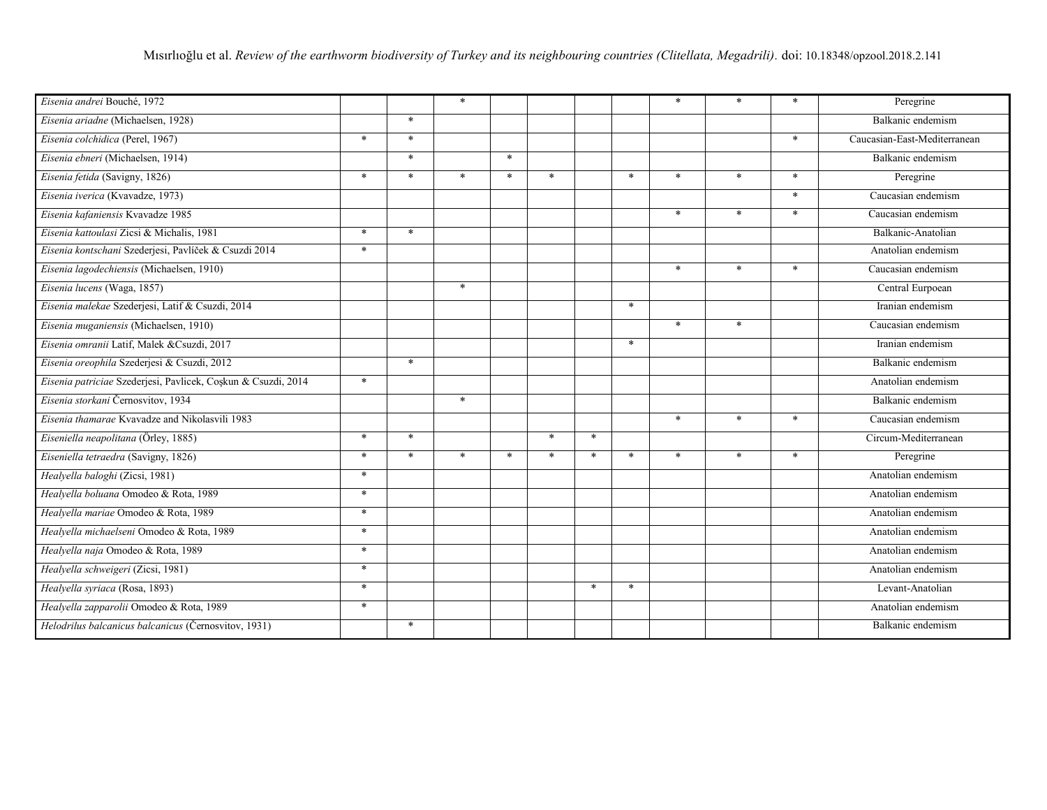| | | | | | | | | | | | |
|---|---|---|---|---|---|---|---|---|---|---|---|
| *Eisenia andrei* Bouché, 1972 | | | * | | | | | * | * | * | Peregrine |
| *Eisenia ariadne* (Michaelsen, 1928) | | * | | | | | | | | | Balkanic endemism |
| *Eisenia colchidica* (Perel, 1967) | * | * | | | | | | | | * | Caucasian-East-Mediterranean |
| *Eisenia ebneri* (Michaelsen, 1914) | | * | | * | | | | | | | Balkanic endemism |
| *Eisenia fetida* (Savigny, 1826) | * | * | * | * | * | | * | * | * | * | Peregrine |
| *Eisenia iverica* (Kvavadze, 1973) | | | | | | | | | | * | Caucasian endemism |
| *Eisenia kafaniensis* Kvavadze 1985 | | | | | | | | * | * | * | Caucasian endemism |
| *Eisenia kattoulasi* Zicsi & Michalis, 1981 | * | * | | | | | | | | | Balkanic-Anatolian |
| *Eisenia kontschani* Szederjesi, Pavlíček & Csuzdi 2014 | * | | | | | | | | | | Anatolian endemism |
| *Eisenia lagodechiensis* (Michaelsen, 1910) | | | | | | | | * | * | * | Caucasian endemism |
| *Eisenia lucens* (Waga, 1857) | | | * | | | | | | | | Central Eurpoean |
| *Eisenia malekae* Szederjesi, Latif & Csuzdi, 2014 | | | | | | | * | | | | Iranian endemism |
| *Eisenia muganiensis* (Michaelsen, 1910) | | | | | | | | * | * | | Caucasian endemism |
| *Eisenia omranii* Latif, Malek &Csuzdi, 2017 | | | | | | | * | | | | Iranian endemism |
| *Eisenia oreophila* Szederjesi & Csuzdi, 2012 | | * | | | | | | | | | Balkanic endemism |
| *Eisenia patriciae* Szederjesi, Pavlicek, Coşkun & Csuzdi, 2014 | * | | | | | | | | | | Anatolian endemism |
| *Eisenia storkani* Černosvitov, 1934 | | | * | | | | | | | | Balkanic endemism |
| *Eisenia thamarae* Kvavadze and Nikolasvili 1983 | | | | | | | | * | * | * | Caucasian endemism |
| *Eiseniella neapolitana* (Örley, 1885) | * | * | | | * | * | | | | | Circum-Mediterranean |
| *Eiseniella tetraedra* (Savigny, 1826) | * | * | * | * | * | * | * | * | * | * | Peregrine |
| *Healyella baloghi* (Zicsi, 1981) | * | | | | | | | | | | Anatolian endemism |
| *Healyella boluana* Omodeo & Rota, 1989 | * | | | | | | | | | | Anatolian endemism |
| *Healyella mariae* Omodeo & Rota, 1989 | * | | | | | | | | | | Anatolian endemism |
| *Healyella michaelseni* Omodeo & Rota, 1989 | * | | | | | | | | | | Anatolian endemism |
| *Healyella naja* Omodeo & Rota, 1989 | * | | | | | | | | | | Anatolian endemism |
| *Healyella schweigeri* (Zicsi, 1981) | * | | | | | | | | | | Anatolian endemism |
| *Healyella syriaca* (Rosa, 1893) | * | | | | | * | * | | | | Levant-Anatolian |
| *Healyella zapparolii* Omodeo & Rota, 1989 | * | | | | | | | | | | Anatolian endemism |
| *Helodrilus balcanicus balcanicus* (Černosvitov, 1931) | | * | | | | | | | | | Balkanic endemism |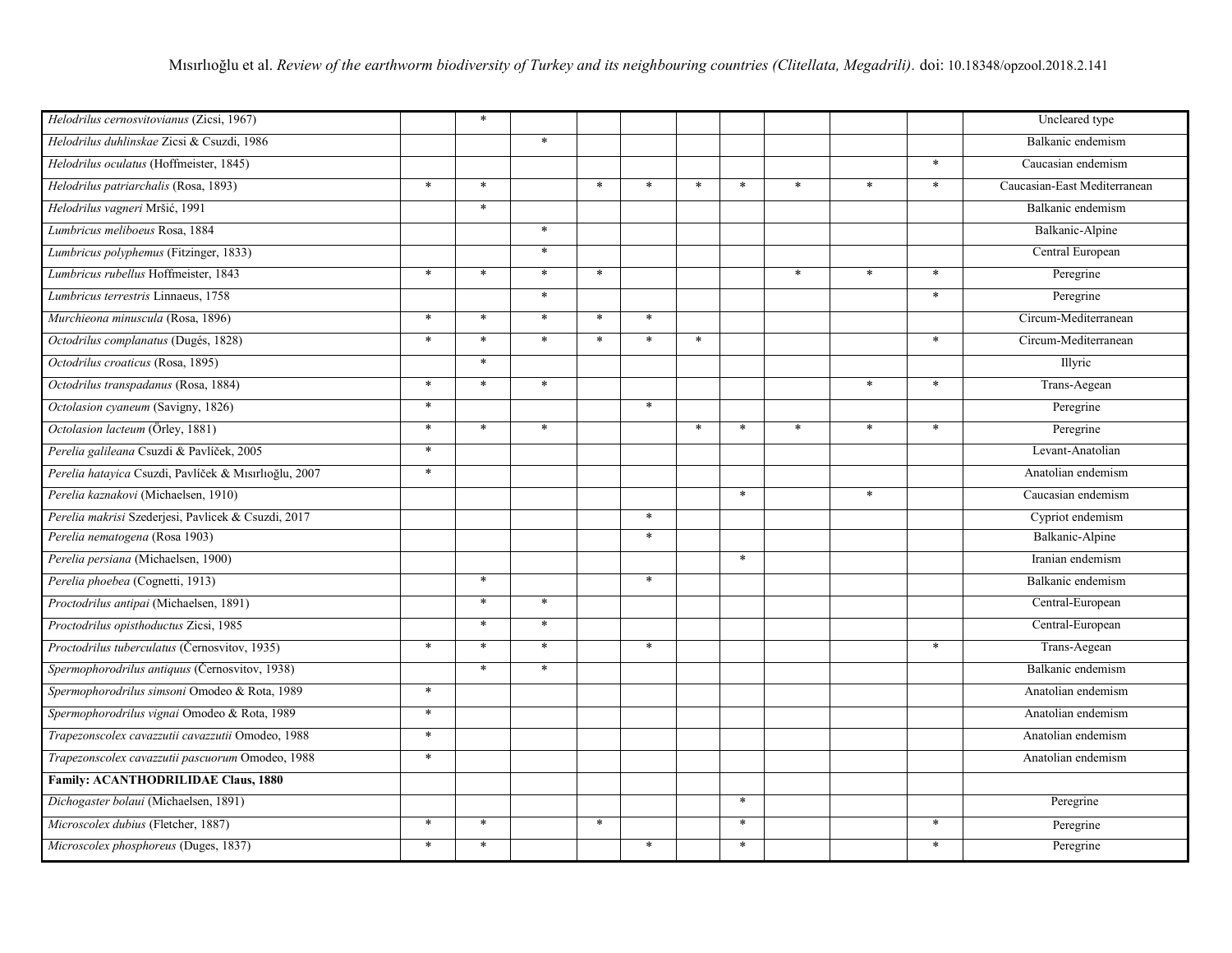| | | | | | | | | | | | |
|---|---|---|---|---|---|---|---|---|---|---|---|
| *Helodrilus cernosvitovianus* (Zicsi, 1967) | | * | | | | | | | | | Uncleared type |
| *Helodrilus duhlinskae* Zicsi & Csuzdi, 1986 | | | * | | | | | | | | Balkanic endemism |
| *Helodrilus oculatus* (Hoffmeister, 1845) | | | | | | | | | | * | Caucasian endemism |
| *Helodrilus patriarchalis* (Rosa, 1893) | * | * | | * | * | * | * | * | * | * | Caucasian-East Mediterranean |
| *Helodrilus vagneri* Mršić, 1991 | | * | | | | | | | | | Balkanic endemism |
| *Lumbricus meliboeus* Rosa, 1884 | | | * | | | | | | | | Balkanic-Alpine |
| *Lumbricus polyphemus* (Fitzinger, 1833) | | | * | | | | | | | | Central European |
| *Lumbricus rubellus* Hoffmeister, 1843 | * | * | * | * | | | | * | * | * | Peregrine |
| *Lumbricus terrestris* Linnaeus, 1758 | | | * | | | | | | | * | Peregrine |
| *Murchieona minuscula* (Rosa, 1896) | * | * | * | * | * | | | | | | Circum-Mediterranean |
| *Octodrilus complanatus* (Dugés, 1828) | * | * | * | * | * | * | | | | * | Circum-Mediterranean |
| *Octodrilus croaticus* (Rosa, 1895) | | * | | | | | | | | | Illyric |
| *Octodrilus transpadanus* (Rosa, 1884) | * | * | * | | | | | | * | * | Trans-Aegean |
| *Octolasion cyaneum* (Savigny, 1826) | * | | | | * | | | | | | Peregrine |
| *Octolasion lacteum* (Őrley, 1881) | * | * | * | | | * | * | * | * | * | Peregrine |
| *Perelia galileana* Csuzdi & Pavlíček, 2005 | * | | | | | | | | | | Levant-Anatolian |
| *Perelia hatayica* Csuzdi, Pavlíček & Mısırlıoğlu, 2007 | * | | | | | | | | | | Anatolian endemism |
| *Perelia kaznakovi* (Michaelsen, 1910) | | | | | | | * | | * | | Caucasian endemism |
| *Perelia makrisi* Szederjesi, Pavlicek & Csuzdi, 2017 | | | | | * | | | | | | Cypriot endemism |
| *Perelia nematogena* (Rosa 1903) | | | | | * | | | | | | Balkanic-Alpine |
| *Perelia persiana* (Michaelsen, 1900) | | | | | | | * | | | | Iranian endemism |
| *Perelia phoebea* (Cognetti, 1913) | | * | | | * | | | | | | Balkanic endemism |
| *Proctodrilus antipai* (Michaelsen, 1891) | | * | * | | | | | | | | Central-European |
| *Proctodrilus opisthoductus* Zicsi, 1985 | | * | * | | | | | | | | Central-European |
| *Proctodrilus tuberculatus* (Černosvitov, 1935) | * | * | * | | * | | | | | * | Trans-Aegean |
| *Spermophorodrilus antiquus* (Černosvitov, 1938) | | * | * | | | | | | | | Balkanic endemism |
| *Spermophorodrilus simsoni* Omodeo & Rota, 1989 | * | | | | | | | | | | Anatolian endemism |
| *Spermophorodrilus vignai* Omodeo & Rota, 1989 | * | | | | | | | | | | Anatolian endemism |
| *Trapezonscolex cavazzutii cavazzutii* Omodeo, 1988 | * | | | | | | | | | | Anatolian endemism |
| *Trapezonscolex cavazzutii pascuorum* Omodeo, 1988 | * | | | | | | | | | | Anatolian endemism |
| **Family: ACANTHODRILIDAE Claus, 1880** | | | | | | | | | | | |
| *Dichogaster bolaui* (Michaelsen, 1891) | | | | | | | * | | | | Peregrine |
| *Microscolex dubius* (Fletcher, 1887) | * | * | | * | | | * | | | * | Peregrine |
| *Microscolex phosphoreus* (Duges, 1837) | * | * | | | * | | * | | | * | Peregrine |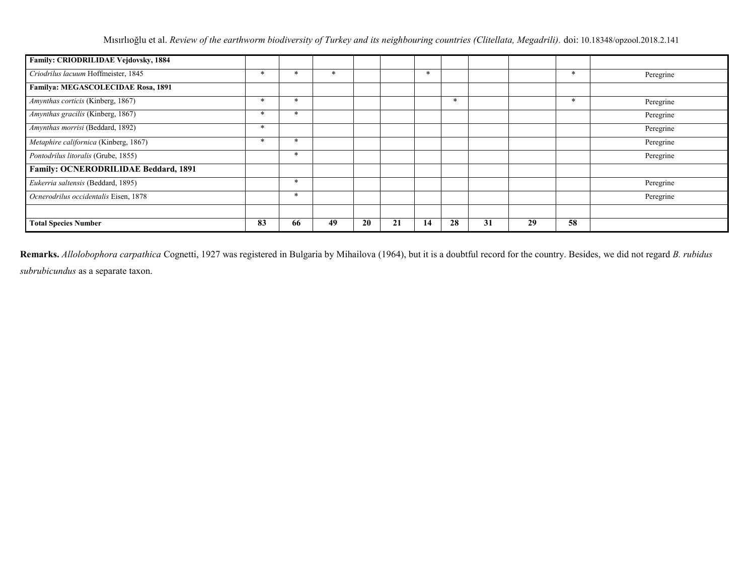| | | | | | | | | | | | |
|---|---|---|---|---|---|---|---|---|---|---|---|
| **Family: CRIODRILIDAE Vejdovsky, 1884** | | | | | | | | | | | |
| *Criodrilus lacuum* Hoffmeister, 1845 | * | * | * | | | * | | | | * | Peregrine |
| **Familya: MEGASCOLECIDAE Rosa, 1891** | | | | | | | | | | | |
| *Amynthas corticis* (Kinberg, 1867) | * | * | | | | | * | | | * | Peregrine |
| *Amynthas gracilis* (Kinberg, 1867) | * | * | | | | | | | | | Peregrine |
| *Amynthas morrisi* (Beddard, 1892) | * | | | | | | | | | | Peregrine |
| *Metaphire californica* (Kinberg, 1867) | * | * | | | | | | | | | Peregrine |
| *Pontodrilus litoralis* (Grube, 1855) | | * | | | | | | | | | Peregrine |
| **Family: OCNERODRILIDAE Beddard, 1891** | | | | | | | | | | | |
| *Eukerria saltensis* (Beddard, 1895) | | * | | | | | | | | | Peregrine |
| *Ocnerodrilus occidentalis* Eisen, 1878 | | * | | | | | | | | | Peregrine |
| | | | | | | | | | | | |
| **Total Species Number** | **83** | **66** | **49** | **20** | **21** | **14** | **28** | **31** | **29** | **58** | |

**Remarks.** *Allolobophora carpathica* Cognetti, 1927 was registered in Bulgaria by Mihailova (1964), but it is a doubtful record for the country. Besides, we did not regard *B. rubidus subrubicundus* as a separate taxon.